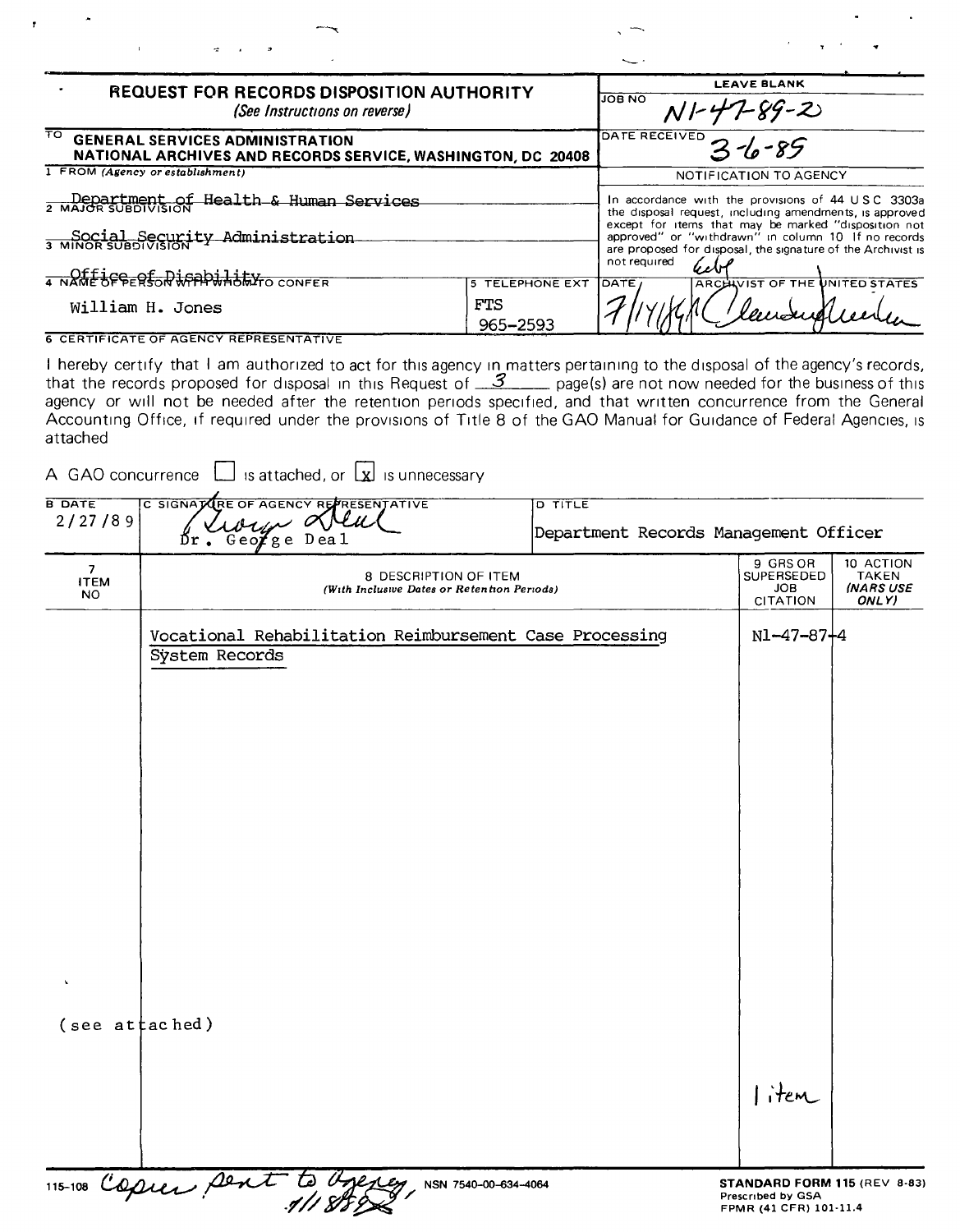# REQUEST FOR RECORDS DISPOSITION AUTHORITY

*(See Instructions on reverse)*

| LEAVE BLANK | |
|---|---|
| JOB NO | N1-47-89-2 |
| DATE RECEIVED | 3-6-89 |

TO GENERAL SERVICES ADMINISTRATION
NATIONAL ARCHIVES AND RECORDS SERVICE, WASHINGTON, DC 20408

1 FROM (Agency or establishment)
Department of Health & Human Services

2 MAJOR SUBDIVISION
Social Security Administration

3 MINOR SUBDIVISION
Office of Disability

4 NAME OF PERSON WITH WHOM TO CONFER
William H. Jones

5 TELEPHONE EXT
FTS 965-2593

**NOTIFICATION TO AGENCY**

In accordance with the provisions of 44 USC 3303a the disposal request, including amendments, is approved except for items that may be marked "disposition not approved" or "withdrawn" in column 10. If no records are proposed for disposal, the signature of the Archivist is not required

DATE: 7/14/89
ARCHIVIST OF THE UNITED STATES: [signature]

6 CERTIFICATE OF AGENCY REPRESENTATIVE

I hereby certify that I am authorized to act for this agency in matters pertaining to the disposal of the agency's records, that the records proposed for disposal in this Request of 3 page(s) are not now needed for the business of this agency or will not be needed after the retention periods specified, and that written concurrence from the General Accounting Office, if required under the provisions of Title 8 of the GAO Manual for Guidance of Federal Agencies, is attached

A GAO concurrence ☐ is attached, or ☒ is unnecessary

| B DATE | C SIGNATURE OF AGENCY REPRESENTATIVE | D TITLE |
|---|---|---|
| 2/27/89 | Dr. George Deal | Department Records Management Officer |

| 7 ITEM NO | 8 DESCRIPTION OF ITEM (With Inclusive Dates or Retention Periods) | 9 GRS OR SUPERSEDED JOB CITATION | 10 ACTION TAKEN (NARS USE ONLY) |
|---|---|---|---|
| | Vocational Rehabilitation Reimbursement Case Processing System Records | N1-47-87-4 | |
| | (see attached) | 1 item | |

115-108 Copies sent to Agency 7/18/89

NSN 7540-00-634-4064

STANDARD FORM 115 (REV 8-83)
Prescribed by GSA
FPMR (41 CFR) 101-11.4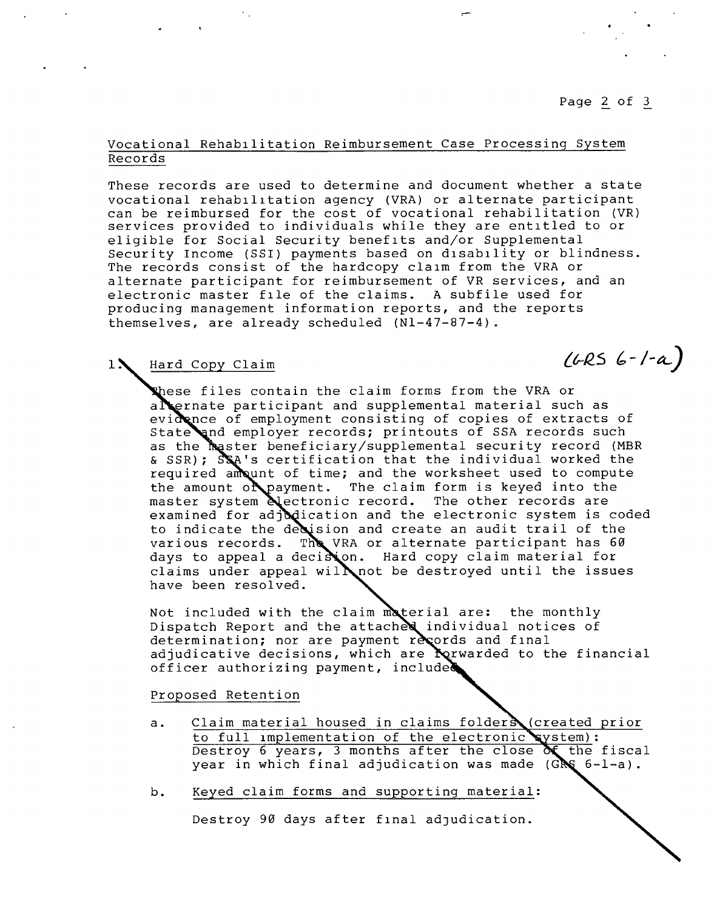## Vocational Rehabilitation Reimbursement Case Processing System Records

These records are used to determine and document whether a state vocational rehabilitation agency (VRA) or alternate participant can be reimbursed for the cost of vocational rehabilitation (VR) services provided to individuals while they are entitled to or eligible for Social Security benefits and/or Supplemental Security Income (SSI) payments based on disability or blindness. The records consist of the hardcopy claim from the VRA or alternate participant for reimbursement of VR services, and an electronic master file of the claims. A subfile used for producing management information reports, and the reports themselves, are already scheduled (N1-47-87-4).

1. Hard Copy Claim (GRS 6-1-a)

These files contain the claim forms from the VRA or alternate participant and supplemental material such as evidence of employment consisting of copies of extracts of State and employer records; printouts of SSA records such as the master beneficiary/supplemental security record (MBR & SSR); SSA's certification that the individual worked the required amount of time; and the worksheet used to compute the amount of payment. The claim form is keyed into the master system electronic record. The other records are examined for adjudication and the electronic system is coded to indicate the decision and create an audit trail of the various records. The VRA or alternate participant has 60 days to appeal a decision. Hard copy claim material for claims under appeal will not be destroyed until the issues have been resolved.

Not included with the claim material are: the monthly Dispatch Report and the attached individual notices of determination; nor are payment records and final adjudicative decisions, which are forwarded to the financial officer authorizing payment, included.

Proposed Retention

a. Claim material housed in claims folders (created prior to full implementation of the electronic system): Destroy 6 years, 3 months after the close of the fiscal year in which final adjudication was made (GRS 6-1-a).

b. Keyed claim forms and supporting material:

   Destroy 90 days after final adjudication.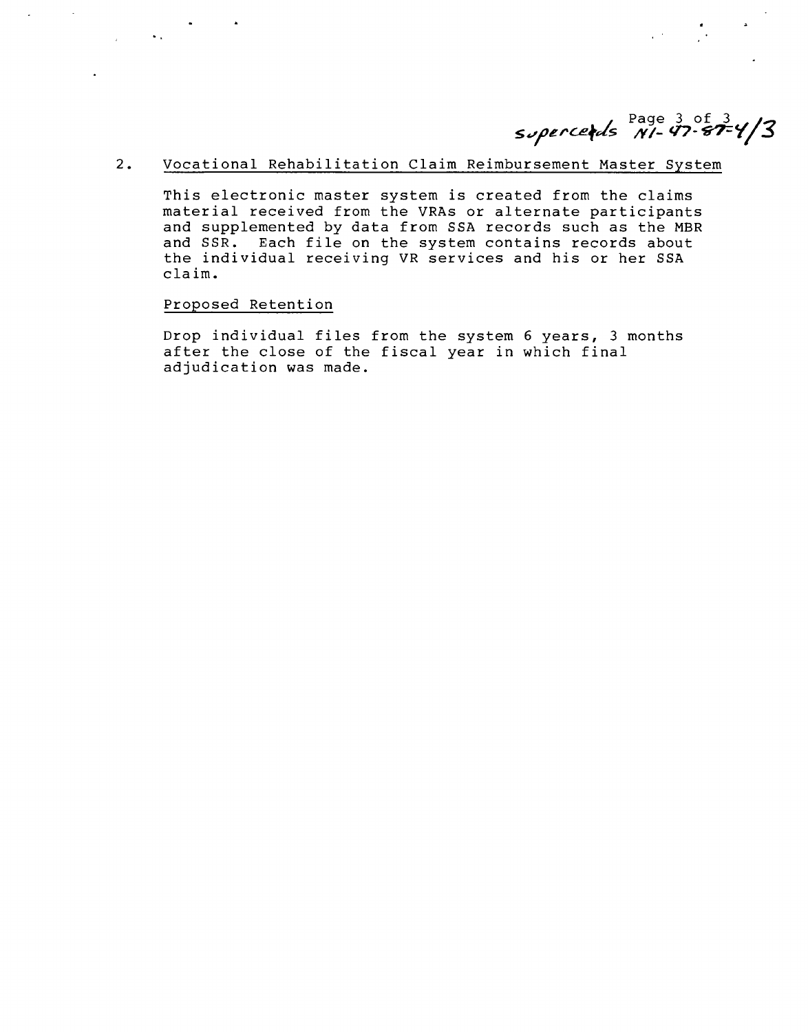supercedes N1-47-87-4/3

2. Vocational Rehabilitation Claim Reimbursement Master System

This electronic master system is created from the claims material received from the VRAs or alternate participants and supplemented by data from SSA records such as the MBR and SSR. Each file on the system contains records about the individual receiving VR services and his or her SSA claim.

Proposed Retention

Drop individual files from the system 6 years, 3 months after the close of the fiscal year in which final adjudication was made.